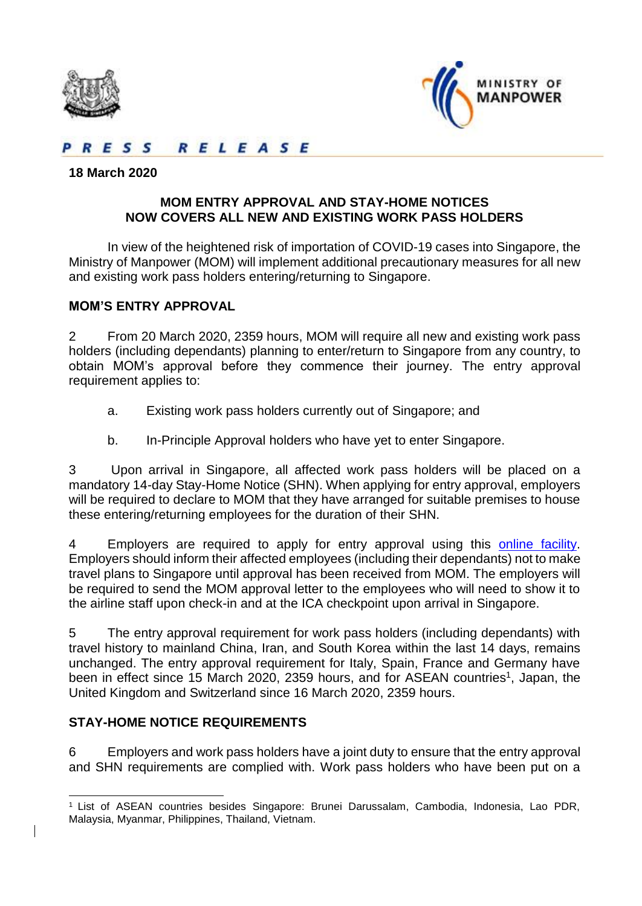PRESS RELEASE

**18 March 2020**

## MOM ENTRY APPROVAL AND STAY-HOME NOTICES NOW COVERS ALL NEW AND EXISTING WORK PASS HOLDERS

In view of the heightened risk of importation of COVID-19 cases into Singapore, the Ministry of Manpower (MOM) will implement additional precautionary measures for all new and existing work pass holders entering/returning to Singapore.

### MOM'S ENTRY APPROVAL

2 From 20 March 2020, 2359 hours, MOM will require all new and existing work pass holders (including dependants) planning to enter/return to Singapore from any country, to obtain MOM's approval before they commence their journey. The entry approval requirement applies to:

a. Existing work pass holders currently out of Singapore; and

b. In-Principle Approval holders who have yet to enter Singapore.

3 Upon arrival in Singapore, all affected work pass holders will be placed on a mandatory 14-day Stay-Home Notice (SHN). When applying for entry approval, employers will be required to declare to MOM that they have arranged for suitable premises to house these entering/returning employees for the duration of their SHN.

4 Employers are required to apply for entry approval using this online facility. Employers should inform their affected employees (including their dependants) not to make travel plans to Singapore until approval has been received from MOM. The employers will be required to send the MOM approval letter to the employees who will need to show it to the airline staff upon check-in and at the ICA checkpoint upon arrival in Singapore.

5 The entry approval requirement for work pass holders (including dependants) with travel history to mainland China, Iran, and South Korea within the last 14 days, remains unchanged. The entry approval requirement for Italy, Spain, France and Germany have been in effect since 15 March 2020, 2359 hours, and for ASEAN countries[1], Japan, the United Kingdom and Switzerland since 16 March 2020, 2359 hours.

### STAY-HOME NOTICE REQUIREMENTS

6 Employers and work pass holders have a joint duty to ensure that the entry approval and SHN requirements are complied with. Work pass holders who have been put on a

[1] List of ASEAN countries besides Singapore: Brunei Darussalam, Cambodia, Indonesia, Lao PDR, Malaysia, Myanmar, Philippines, Thailand, Vietnam.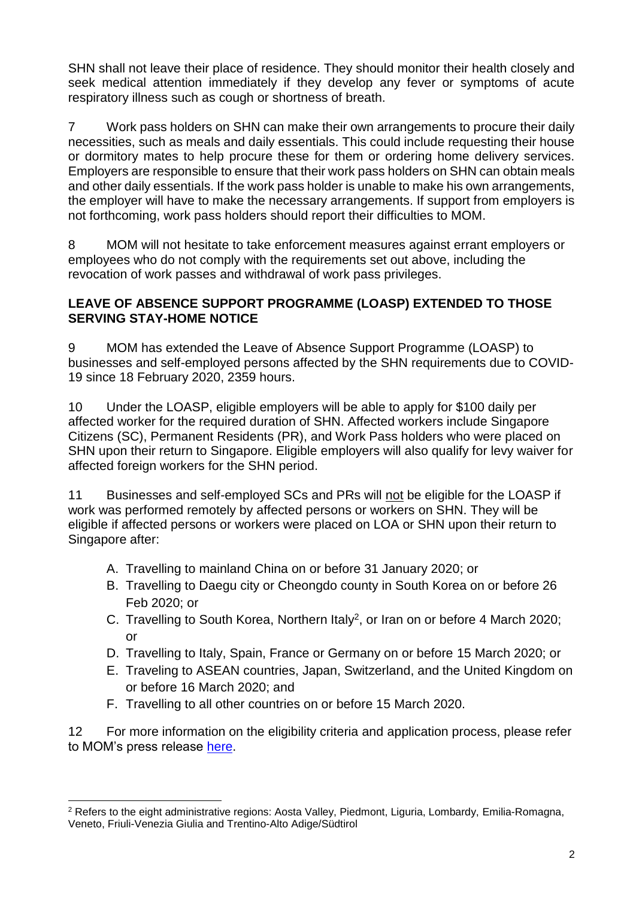SHN shall not leave their place of residence. They should monitor their health closely and seek medical attention immediately if they develop any fever or symptoms of acute respiratory illness such as cough or shortness of breath.

7 Work pass holders on SHN can make their own arrangements to procure their daily necessities, such as meals and daily essentials. This could include requesting their house or dormitory mates to help procure these for them or ordering home delivery services. Employers are responsible to ensure that their work pass holders on SHN can obtain meals and other daily essentials. If the work pass holder is unable to make his own arrangements, the employer will have to make the necessary arrangements. If support from employers is not forthcoming, work pass holders should report their difficulties to MOM.

8 MOM will not hesitate to take enforcement measures against errant employers or employees who do not comply with the requirements set out above, including the revocation of work passes and withdrawal of work pass privileges.

## LEAVE OF ABSENCE SUPPORT PROGRAMME (LOASP) EXTENDED TO THOSE SERVING STAY-HOME NOTICE

9 MOM has extended the Leave of Absence Support Programme (LOASP) to businesses and self-employed persons affected by the SHN requirements due to COVID-19 since 18 February 2020, 2359 hours.

10 Under the LOASP, eligible employers will be able to apply for $100 daily per affected worker for the required duration of SHN. Affected workers include Singapore Citizens (SC), Permanent Residents (PR), and Work Pass holders who were placed on SHN upon their return to Singapore. Eligible employers will also qualify for levy waiver for affected foreign workers for the SHN period.

11 Businesses and self-employed SCs and PRs will not be eligible for the LOASP if work was performed remotely by affected persons or workers on SHN. They will be eligible if affected persons or workers were placed on LOA or SHN upon their return to Singapore after:

A. Travelling to mainland China on or before 31 January 2020; or
B. Travelling to Daegu city or Cheongdo county in South Korea on or before 26 Feb 2020; or
C. Travelling to South Korea, Northern Italy[2], or Iran on or before 4 March 2020; or
D. Travelling to Italy, Spain, France or Germany on or before 15 March 2020; or
E. Traveling to ASEAN countries, Japan, Switzerland, and the United Kingdom on or before 16 March 2020; and
F. Travelling to all other countries on or before 15 March 2020.

12 For more information on the eligibility criteria and application process, please refer to MOM's press release here.

[2] Refers to the eight administrative regions: Aosta Valley, Piedmont, Liguria, Lombardy, Emilia-Romagna, Veneto, Friuli-Venezia Giulia and Trentino-Alto Adige/Südtirol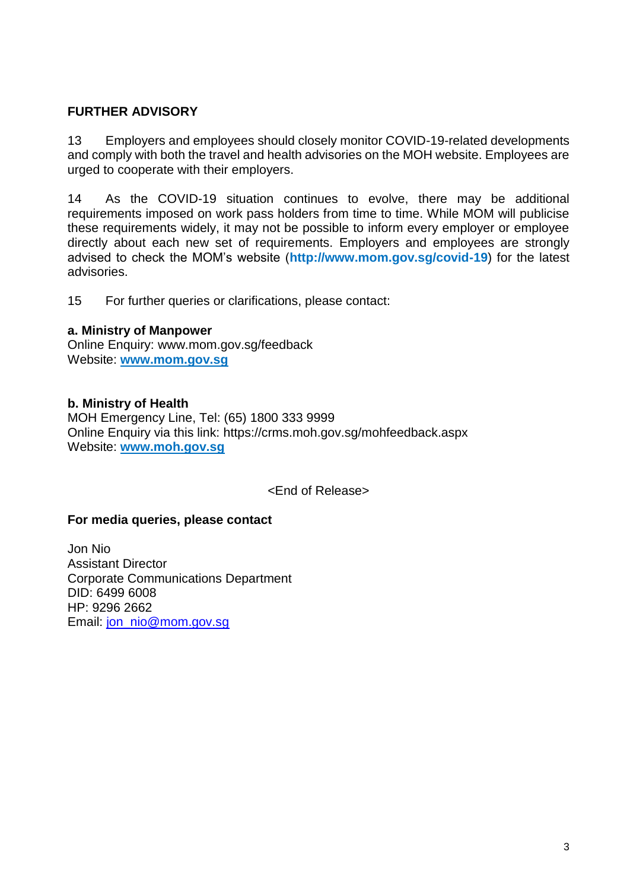## FURTHER ADVISORY

13 Employers and employees should closely monitor COVID-19-related developments and comply with both the travel and health advisories on the MOH website. Employees are urged to cooperate with their employers.

14 As the COVID-19 situation continues to evolve, there may be additional requirements imposed on work pass holders from time to time. While MOM will publicise these requirements widely, it may not be possible to inform every employer or employee directly about each new set of requirements. Employers and employees are strongly advised to check the MOM's website (**http://www.mom.gov.sg/covid-19**) for the latest advisories.

15 For further queries or clarifications, please contact:

**a. Ministry of Manpower**
Online Enquiry: www.mom.gov.sg/feedback
Website: **www.mom.gov.sg**

**b. Ministry of Health**
MOH Emergency Line, Tel: (65) 1800 333 9999
Online Enquiry via this link: https://crms.moh.gov.sg/mohfeedback.aspx
Website: **www.moh.gov.sg**

<End of Release>

**For media queries, please contact**

Jon Nio
Assistant Director
Corporate Communications Department
DID: 6499 6008
HP: 9296 2662
Email: jon_nio@mom.gov.sg